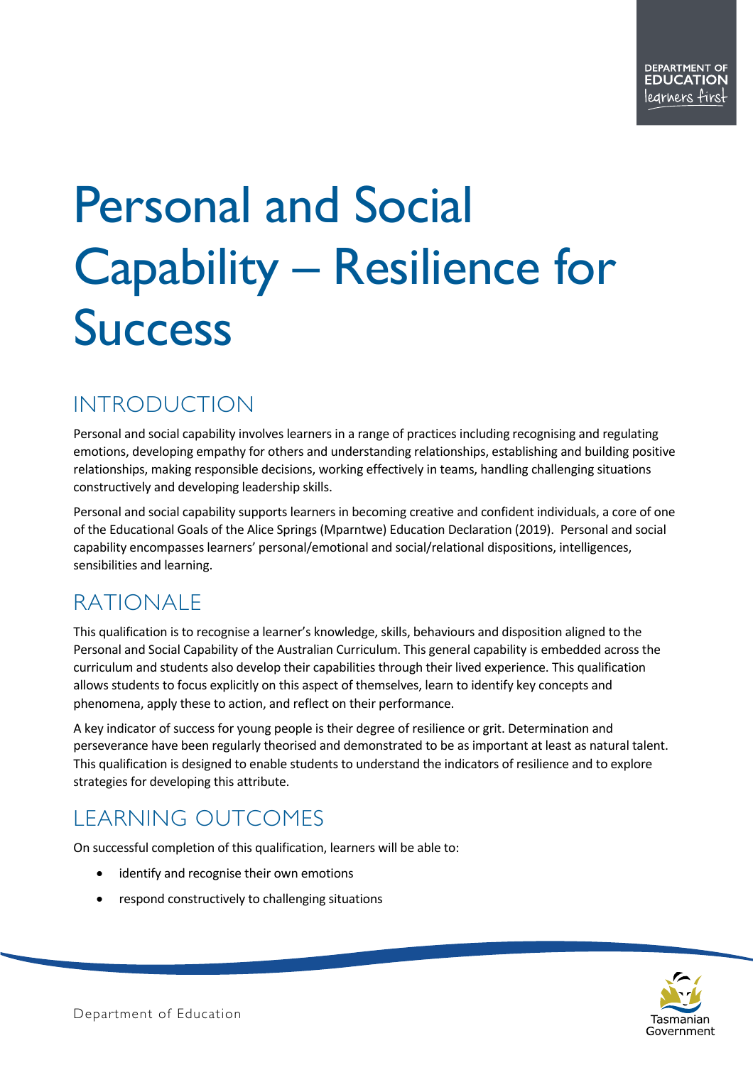# Personal and Social Capability – Resilience for Success

## INTRODUCTION

Personal and social capability involves learners in a range of practices including recognising and regulating emotions, developing empathy for others and understanding relationships, establishing and building positive relationships, making responsible decisions, working effectively in teams, handling challenging situations constructively and developing leadership skills.

Personal and social capability supports learners in becoming creative and confident individuals, a core of one of the Educational Goals of the Alice Springs (Mparntwe) Education Declaration (2019). Personal and social capability encompasses learners' personal/emotional and social/relational dispositions, intelligences, sensibilities and learning.

## RATIONALE

This qualification is to recognise a learner's knowledge, skills, behaviours and disposition aligned to the Personal and Social Capability of the Australian Curriculum. This general capability is embedded across the curriculum and students also develop their capabilities through their lived experience. This qualification allows students to focus explicitly on this aspect of themselves, learn to identify key concepts and phenomena, apply these to action, and reflect on their performance.

A key indicator of success for young people is their degree of resilience or grit. Determination and perseverance have been regularly theorised and demonstrated to be as important at least as natural talent. This qualification is designed to enable students to understand the indicators of resilience and to explore strategies for developing this attribute.

## LEARNING OUTCOMES

On successful completion of this qualification, learners will be able to:

- identify and recognise their own emotions
- respond constructively to challenging situations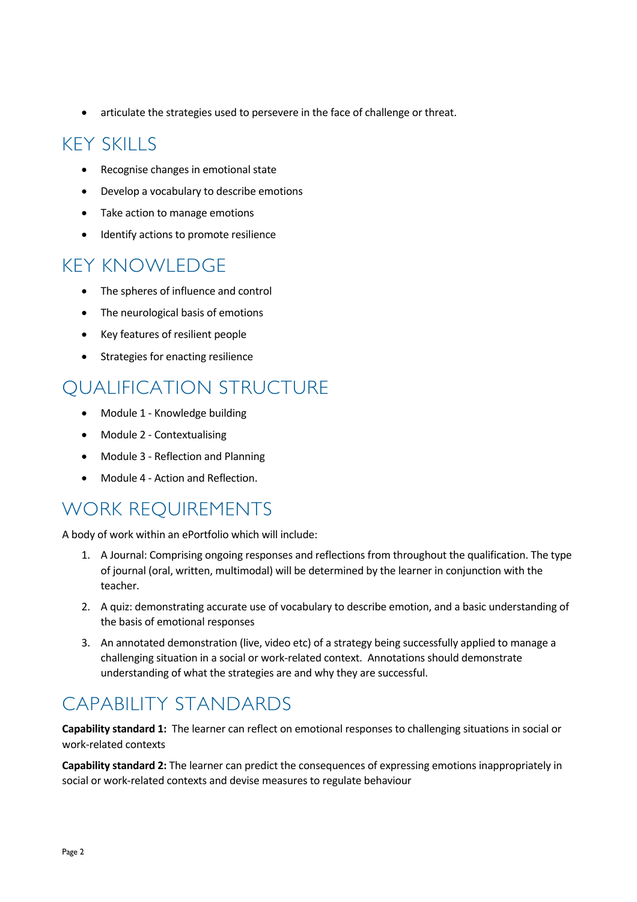- articulate the strategies used to persevere in the face of challenge or threat.

## KEY SKILLS

- Recognise changes in emotional state
- Develop a vocabulary to describe emotions
- Take action to manage emotions
- Identify actions to promote resilience

## KEY KNOWLEDGE

- The spheres of influence and control
- The neurological basis of emotions
- Key features of resilient people
- Strategies for enacting resilience

## QUALIFICATION STRUCTURE

- Module 1 - Knowledge building
- Module 2 - Contextualising
- Module 3 - Reflection and Planning
- Module 4 - Action and Reflection.

## WORK REQUIREMENTS

A body of work within an ePortfolio which will include:

1. A Journal: Comprising ongoing responses and reflections from throughout the qualification. The type of journal (oral, written, multimodal) will be determined by the learner in conjunction with the teacher.
2. A quiz: demonstrating accurate use of vocabulary to describe emotion, and a basic understanding of the basis of emotional responses
3. An annotated demonstration (live, video etc) of a strategy being successfully applied to manage a challenging situation in a social or work-related context. Annotations should demonstrate understanding of what the strategies are and why they are successful.

## CAPABILITY STANDARDS

**Capability standard 1:** The learner can reflect on emotional responses to challenging situations in social or work-related contexts

**Capability standard 2:** The learner can predict the consequences of expressing emotions inappropriately in social or work-related contexts and devise measures to regulate behaviour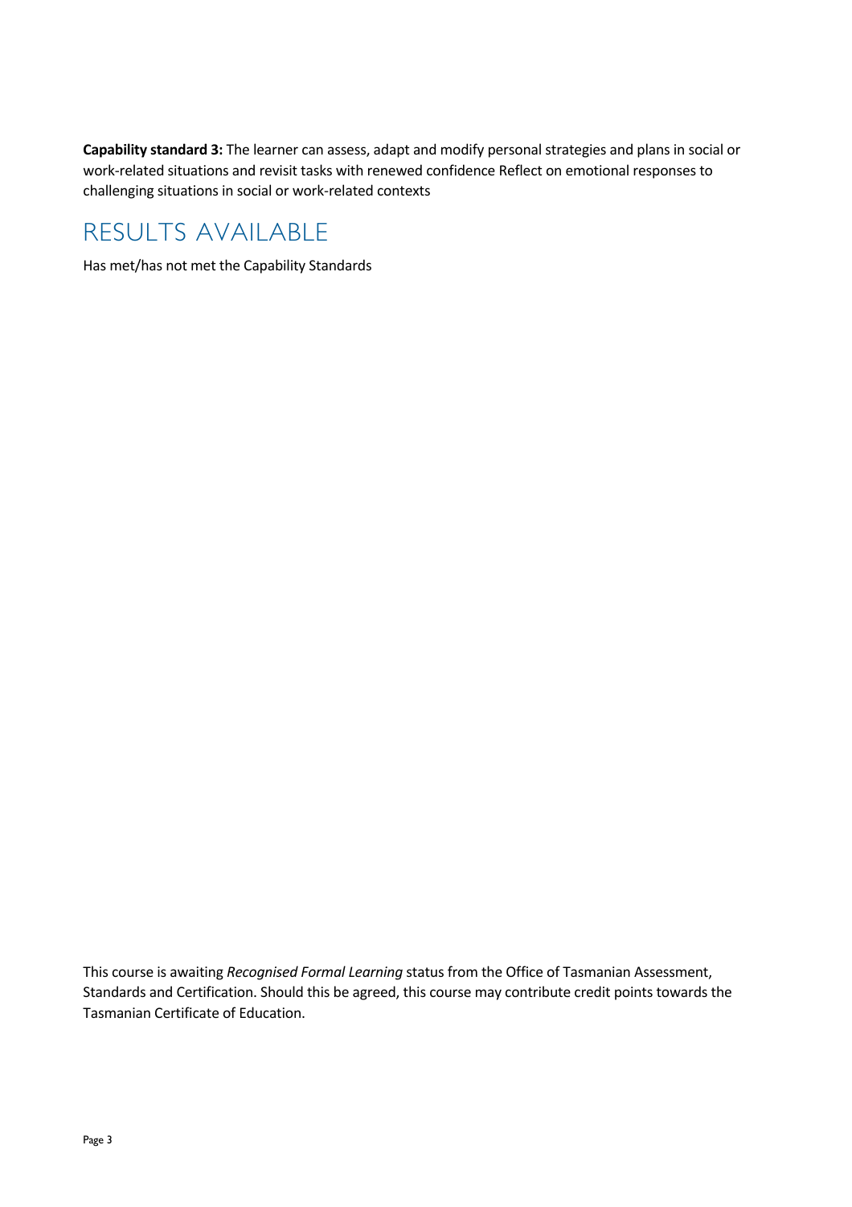**Capability standard 3:** The learner can assess, adapt and modify personal strategies and plans in social or work-related situations and revisit tasks with renewed confidence Reflect on emotional responses to challenging situations in social or work-related contexts

## RESULTS AVAILABLE

Has met/has not met the Capability Standards

This course is awaiting *Recognised Formal Learning* status from the Office of Tasmanian Assessment, Standards and Certification. Should this be agreed, this course may contribute credit points towards the Tasmanian Certificate of Education.